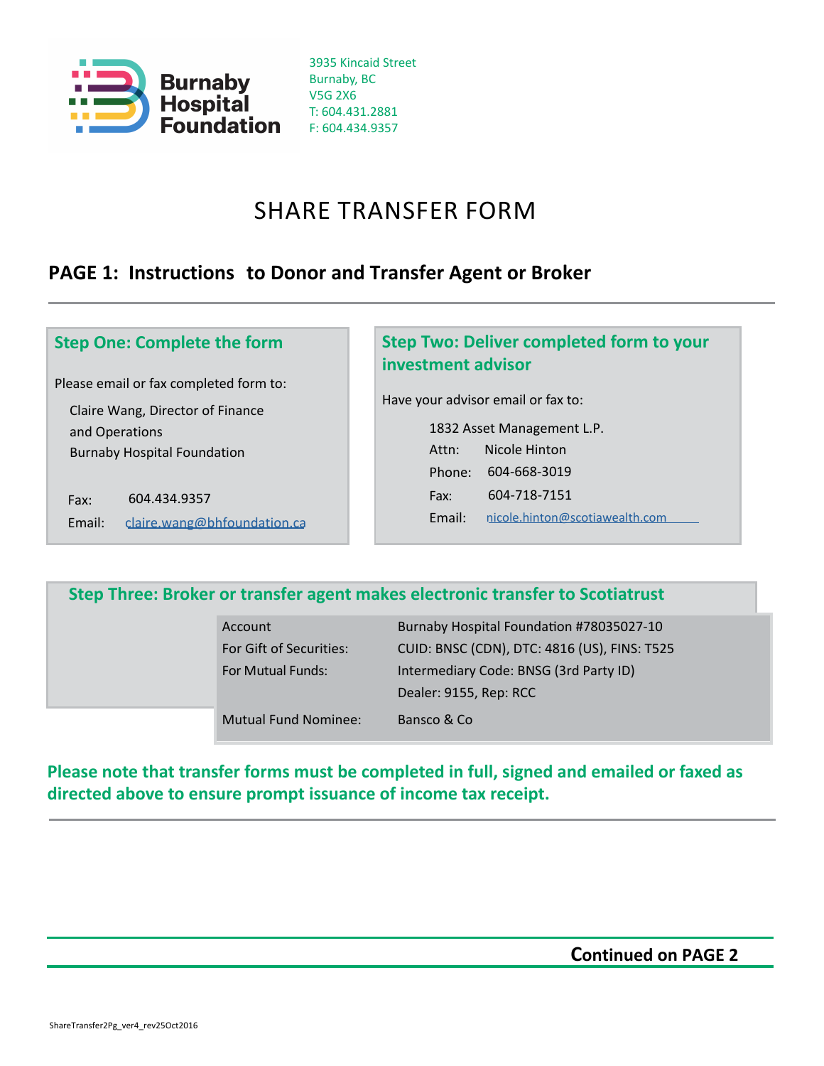Burnaby Hospital Foundation

3935 Kincaid Street
Burnaby, BC
V5G 2X6
T: 604.431.2881
F: 604.434.9357

# SHARE TRANSFER FORM

## PAGE 1: Instructions to Donor and Transfer Agent or Broker

### Step One: Complete the form

Please email or fax completed form to:

Claire Wang, Director of Finance and Operations
Burnaby Hospital Foundation

Fax: 604.434.9357
Email: claire.wang@bhfoundation.ca

### Step Two: Deliver completed form to your investment advisor

Have your advisor email or fax to:

1832 Asset Management L.P.
Attn: Nicole Hinton
Phone: 604-668-3019
Fax: 604-718-7151
Email: nicole.hinton@scotiawealth.com

### Step Three: Broker or transfer agent makes electronic transfer to Scotiatrust

| | |
|---|---|
| Account | Burnaby Hospital Foundation #78035027-10 |
| For Gift of Securities: | CUID: BNSC (CDN), DTC: 4816 (US), FINS: T525 |
| For Mutual Funds: | Intermediary Code: BNSG (3rd Party ID)<br>Dealer: 9155, Rep: RCC |
| Mutual Fund Nominee: | Bansco & Co |

**Please note that transfer forms must be completed in full, signed and emailed or faxed as directed above to ensure prompt issuance of income tax receipt.**

**Continued on PAGE 2**

ShareTransfer2Pg_ver4_rev25Oct2016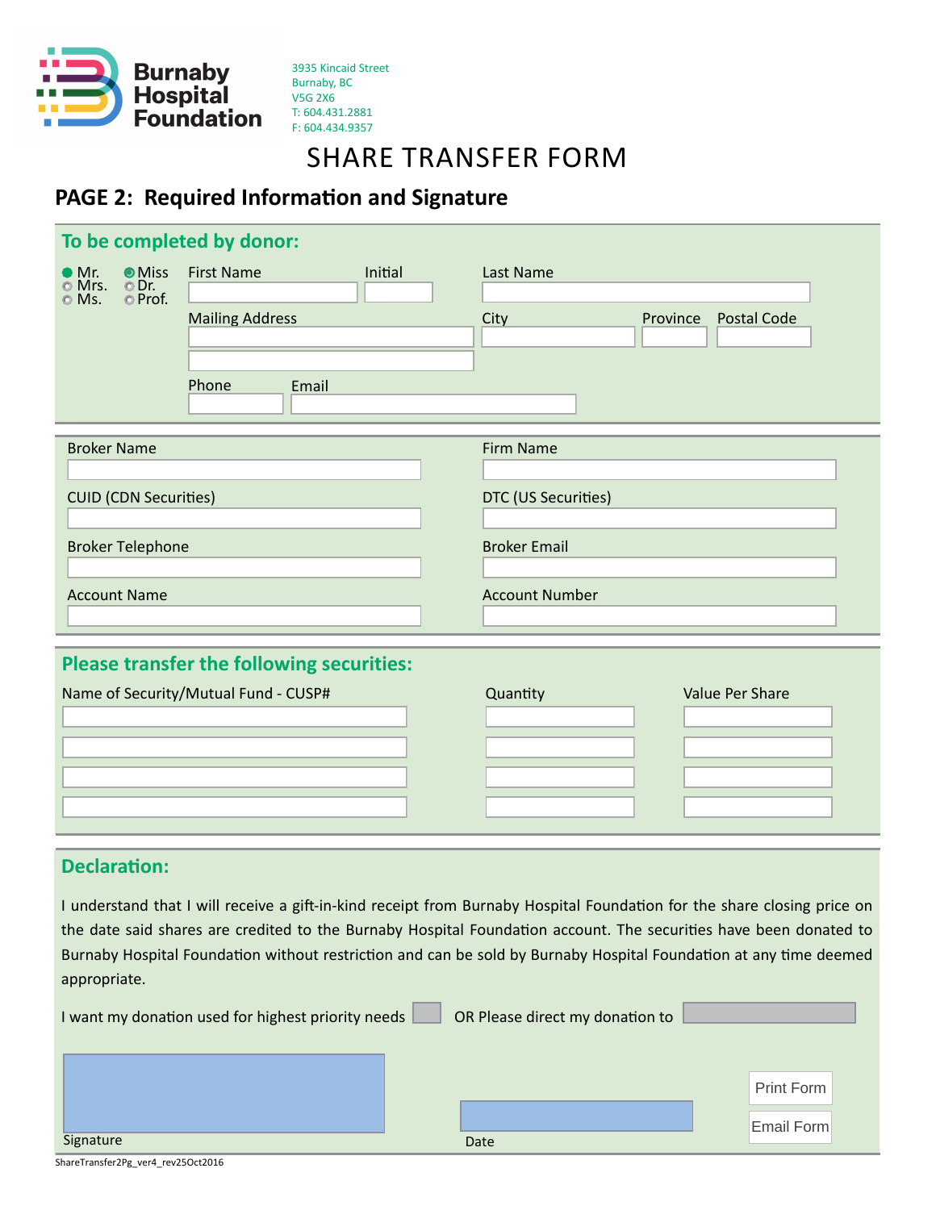Burnaby Hospital Foundation

3935 Kincaid Street
Burnaby, BC
V5G 2X6
T: 604.431.2881
F: 604.434.9357

# SHARE TRANSFER FORM

## PAGE 2: Required Information and Signature

### To be completed by donor:

Mr. Miss Mrs. Dr. Ms. Prof.

First Name | Initial | Last Name

Mailing Address | City | Province | Postal Code

Phone | Email

Broker Name | Firm Name

CUID (CDN Securities) | DTC (US Securities)

Broker Telephone | Broker Email

Account Name | Account Number

### Please transfer the following securities:

| Name of Security/Mutual Fund - CUSP# | Quantity | Value Per Share |
|---|---|---|
| | | |
| | | |
| | | |
| | | |

### Declaration:

I understand that I will receive a gift-in-kind receipt from Burnaby Hospital Foundation for the share closing price on the date said shares are credited to the Burnaby Hospital Foundation account. The securities have been donated to Burnaby Hospital Foundation without restriction and can be sold by Burnaby Hospital Foundation at any time deemed appropriate.

I want my donation used for highest priority needs ☐ OR Please direct my donation to

Signature

Date

Print Form

Email Form

ShareTransfer2Pg_ver4_rev25Oct2016